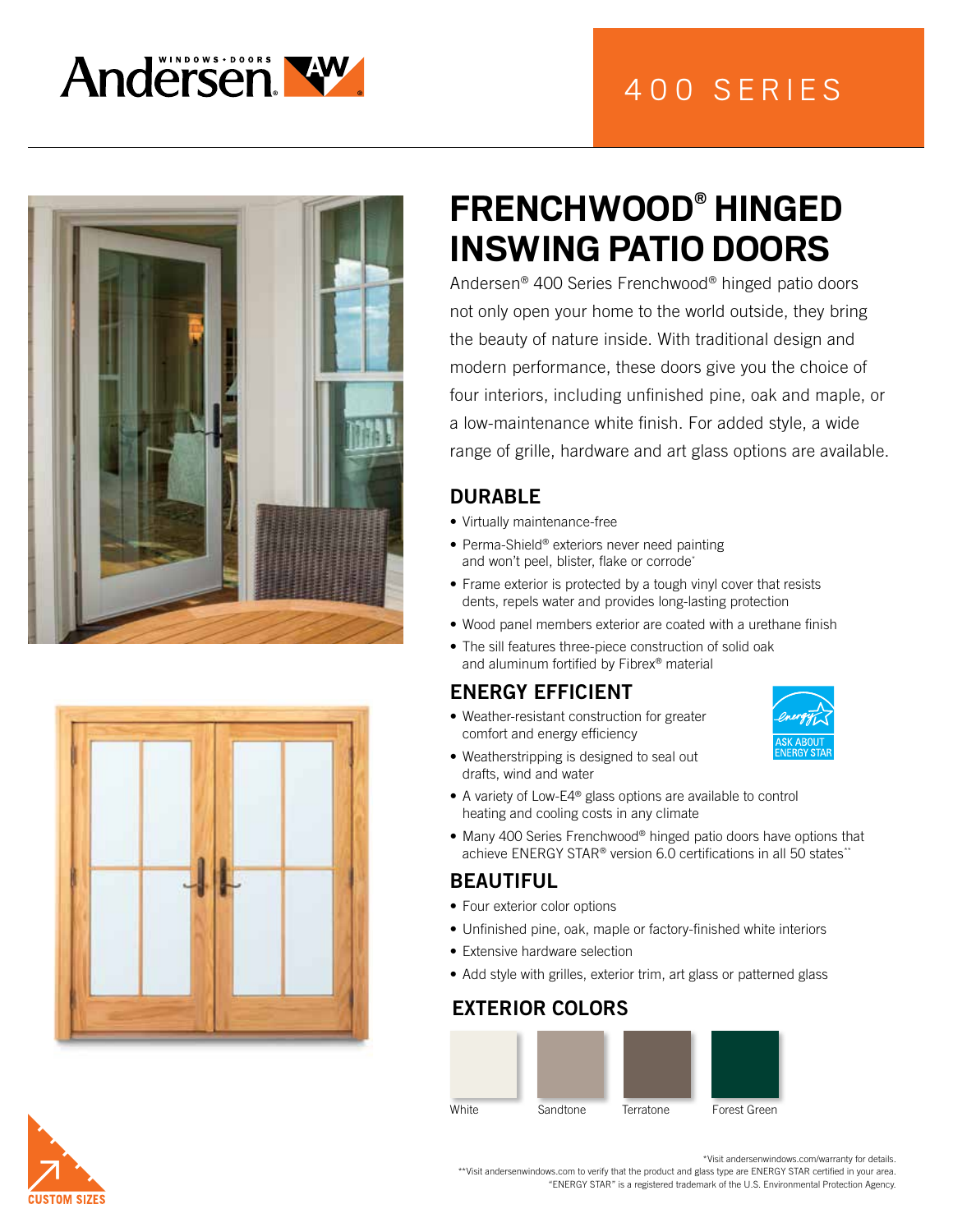Andersen WINDOWS • DOORS

400 SERIES

# FRENCHWOOD® HINGED INSWING PATIO DOORS

Andersen® 400 Series Frenchwood® hinged patio doors not only open your home to the world outside, they bring the beauty of nature inside. With traditional design and modern performance, these doors give you the choice of four interiors, including unfinished pine, oak and maple, or a low-maintenance white finish. For added style, a wide range of grille, hardware and art glass options are available.

## DURABLE

- Virtually maintenance-free
- Perma-Shield® exteriors never need painting and won't peel, blister, flake or corrode*
- Frame exterior is protected by a tough vinyl cover that resists dents, repels water and provides long-lasting protection
- Wood panel members exterior are coated with a urethane finish
- The sill features three-piece construction of solid oak and aluminum fortified by Fibrex® material

## ENERGY EFFICIENT

ASK ABOUT ENERGY STAR

- Weather-resistant construction for greater comfort and energy efficiency
- Weatherstripping is designed to seal out drafts, wind and water
- A variety of Low-E4® glass options are available to control heating and cooling costs in any climate
- Many 400 Series Frenchwood® hinged patio doors have options that achieve ENERGY STAR® version 6.0 certifications in all 50 states**

## BEAUTIFUL

- Four exterior color options
- Unfinished pine, oak, maple or factory-finished white interiors
- Extensive hardware selection
- Add style with grilles, exterior trim, art glass or patterned glass

## EXTERIOR COLORS

White | Sandtone | Terratone | Forest Green

CUSTOM SIZES

*Visit andersenwindows.com/warranty for details.
**Visit andersenwindows.com to verify that the product and glass type are ENERGY STAR certified in your area.
"ENERGY STAR" is a registered trademark of the U.S. Environmental Protection Agency.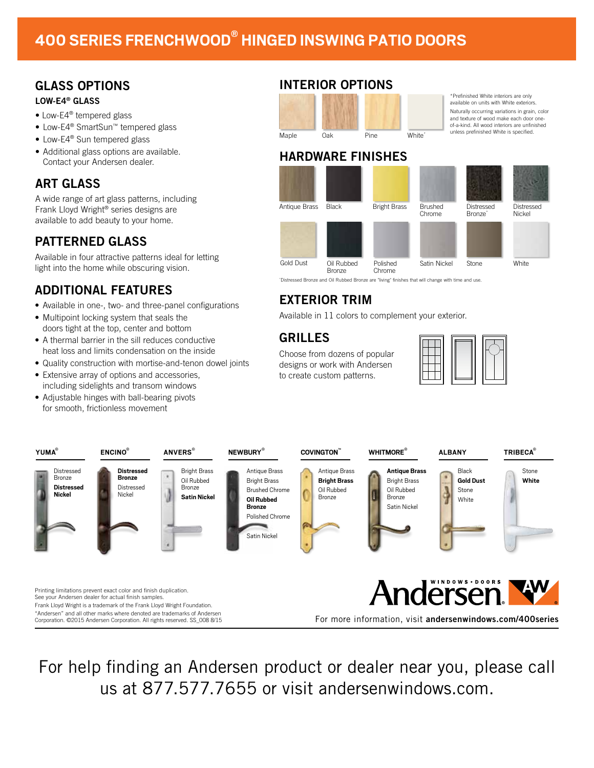# 400 SERIES FRENCHWOOD® HINGED INSWING PATIO DOORS

## GLASS OPTIONS

### LOW-E4® GLASS

- Low-E4® tempered glass
- Low-E4® SmartSun™ tempered glass
- Low-E4® Sun tempered glass
- Additional glass options are available. Contact your Andersen dealer.

## ART GLASS

A wide range of art glass patterns, including Frank Lloyd Wright® series designs are available to add beauty to your home.

## PATTERNED GLASS

Available in four attractive patterns ideal for letting light into the home while obscuring vision.

## ADDITIONAL FEATURES

- Available in one-, two- and three-panel configurations
- Multipoint locking system that seals the doors tight at the top, center and bottom
- A thermal barrier in the sill reduces conductive heat loss and limits condensation on the inside
- Quality construction with mortise-and-tenon dowel joints
- Extensive array of options and accessories, including sidelights and transom windows
- Adjustable hinges with ball-bearing pivots for smooth, frictionless movement

## INTERIOR OPTIONS

Maple
Oak
Pine
White*

*Prefinished White interiors are only available on units with White exteriors.

Naturally occurring variations in grain, color and texture of wood make each door one-of-a-kind. All wood interiors are unfinished unless prefinished White is specified.

## HARDWARE FINISHES

Antique Brass
Black
Bright Brass
Brushed Chrome
Distressed Bronze*
Distressed Nickel
Gold Dust
Oil Rubbed Bronze*
Polished Chrome
Satin Nickel
Stone
White

*Distressed Bronze and Oil Rubbed Bronze are "living" finishes that will change with time and use.

## EXTERIOR TRIM

Available in 11 colors to complement your exterior.

## GRILLES

Choose from dozens of popular designs or work with Andersen to create custom patterns.

### YUMA®

Distressed Bronze
**Distressed Nickel**

### ENCINO®

**Distressed Bronze**
Distressed Nickel

### ANVERS®

Bright Brass
Oil Rubbed Bronze
**Satin Nickel**

### NEWBURY®

Antique Brass
Bright Brass
Brushed Chrome
**Oil Rubbed Bronze**
Polished Chrome
Satin Nickel

### COVINGTON™

Antique Brass
**Bright Brass**
Oil Rubbed Bronze

### WHITMORE®

**Antique Brass**
Bright Brass
Oil Rubbed Bronze
Satin Nickel

### ALBANY

Black
**Gold Dust**
Stone
White

### TRIBECA®

Stone
**White**

Printing limitations prevent exact color and finish duplication. See your Andersen dealer for actual finish samples.
Frank Lloyd Wright is a trademark of the Frank Lloyd Wright Foundation.
"Andersen" and all other marks where denoted are trademarks of Andersen Corporation. ©2015 Andersen Corporation. All rights reserved. SS_008 8/15

Andersen® WINDOWS • DOORS

For more information, visit **andersenwindows.com/400series**

For help finding an Andersen product or dealer near you, please call us at 877.577.7655 or visit andersenwindows.com.